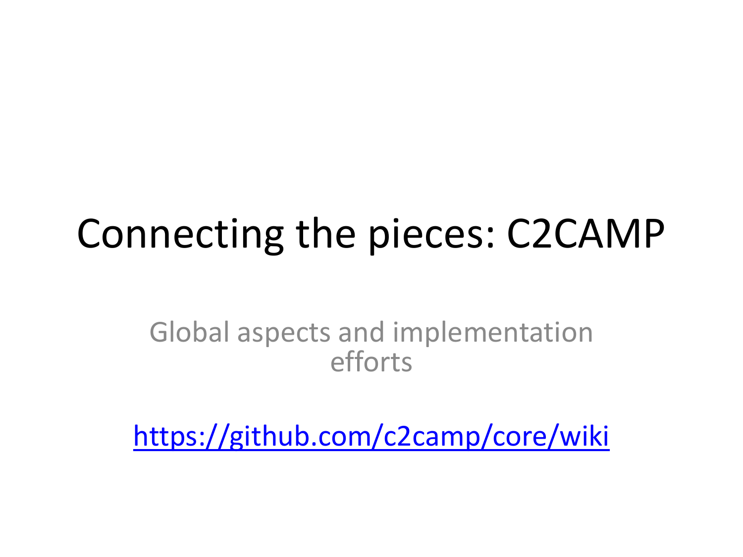# Connecting the pieces: C2CAMP

Global aspects and implementation efforts

https://github.com/c2camp/core/wiki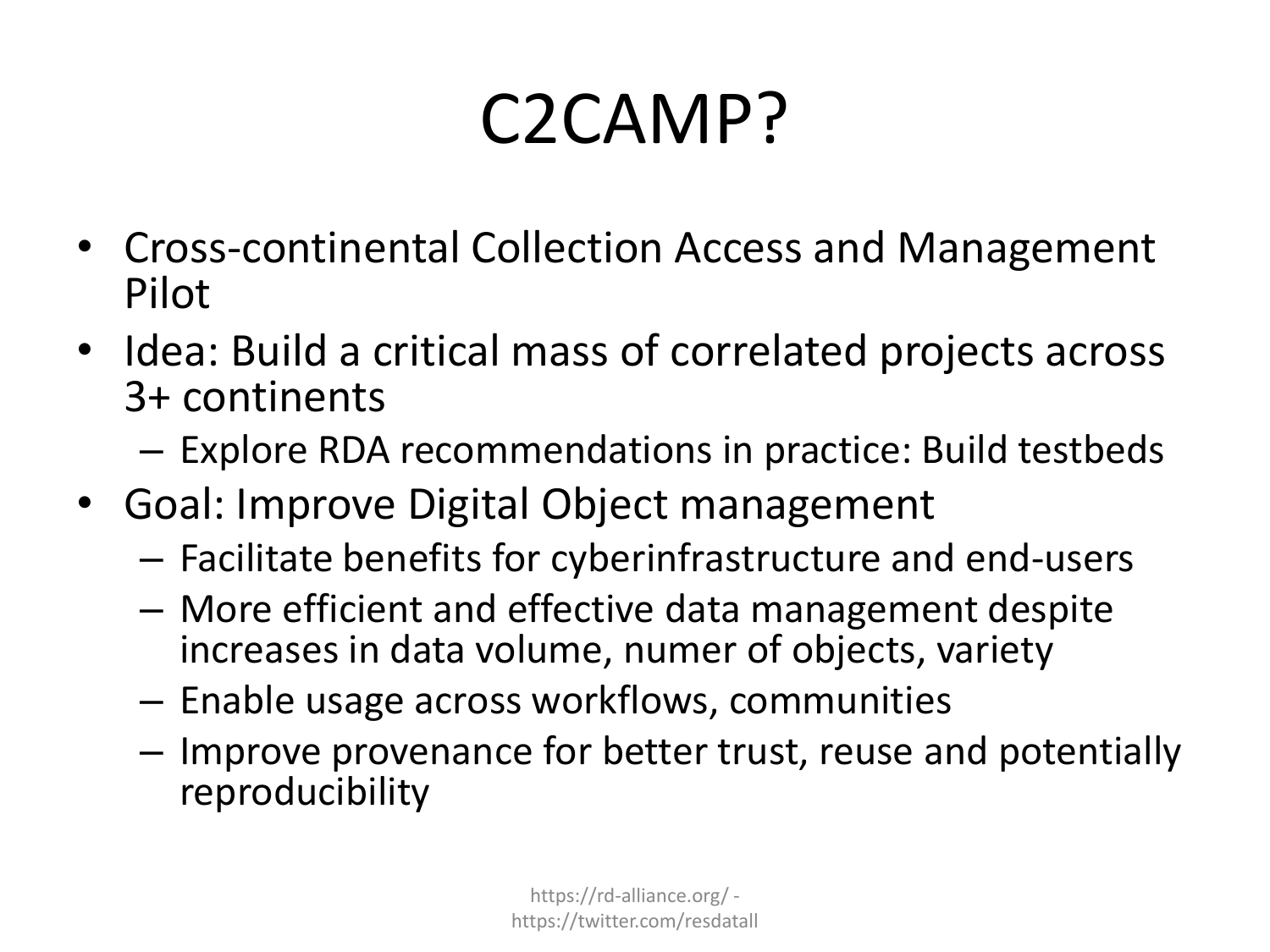# C2CAMP?

- Cross-continental Collection Access and Management Pilot
- Idea: Build a critical mass of correlated projects across 3+ continents
  - Explore RDA recommendations in practice: Build testbeds
- Goal: Improve Digital Object management
  - Facilitate benefits for cyberinfrastructure and end-users
  - More efficient and effective data management despite increases in data volume, numer of objects, variety
  - Enable usage across workflows, communities
  - Improve provenance for better trust, reuse and potentially reproducibility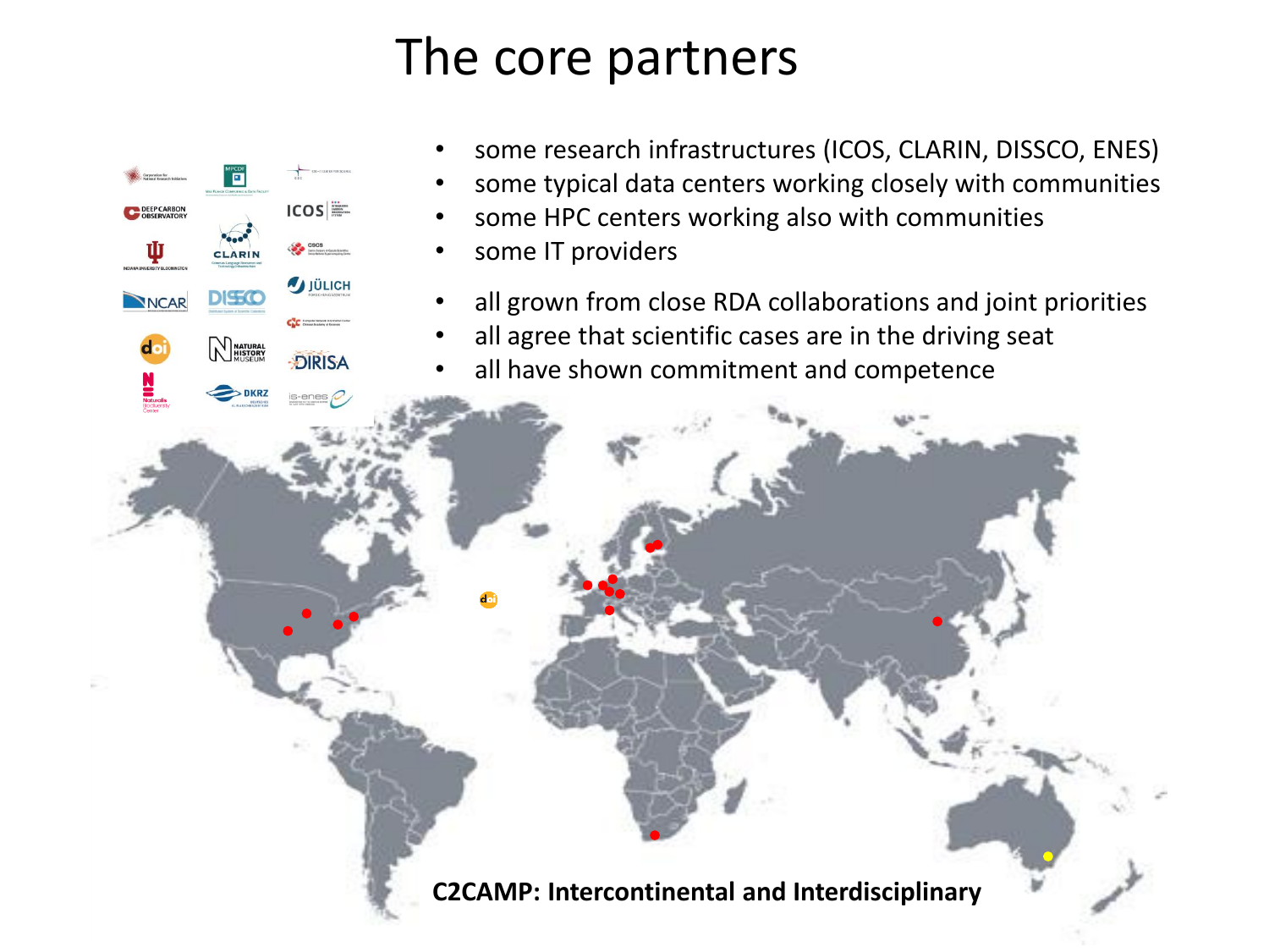# The core partners

- some research infrastructures (ICOS, CLARIN, DISSCO, ENES)
- some typical data centers working closely with communities
- some HPC centers working also with communities
- some IT providers

- all grown from close RDA collaborations and joint priorities
- all agree that scientific cases are in the driving seat
- all have shown commitment and competence

**C2CAMP: Intercontinental and Interdisciplinary**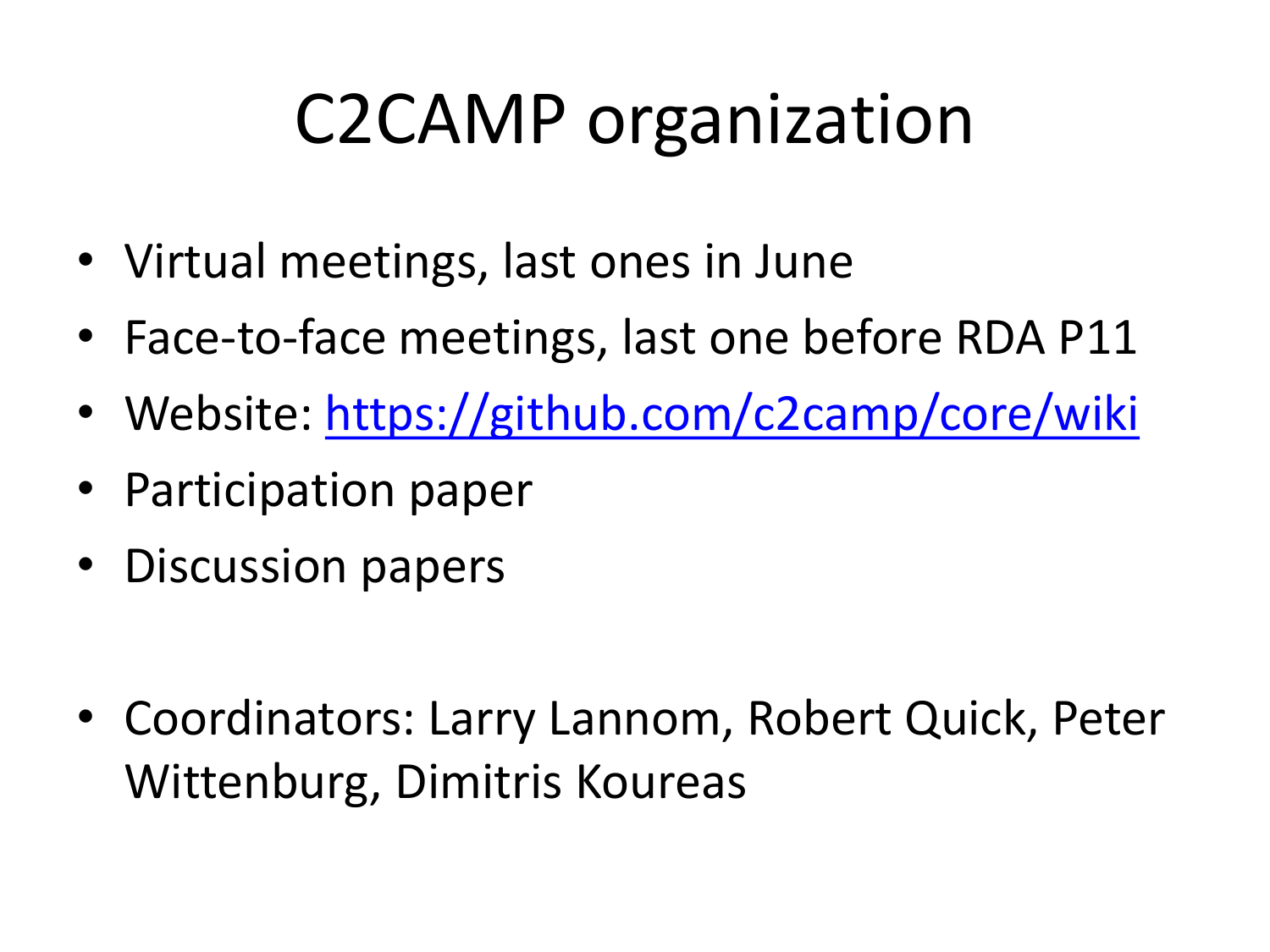# C2CAMP organization

- Virtual meetings, last ones in June
- Face-to-face meetings, last one before RDA P11
- Website: [https://github.com/c2camp/core/wiki](https://github.com/c2camp/core/wiki)
- Participation paper
- Discussion papers

- Coordinators: Larry Lannom, Robert Quick, Peter Wittenburg, Dimitris Koureas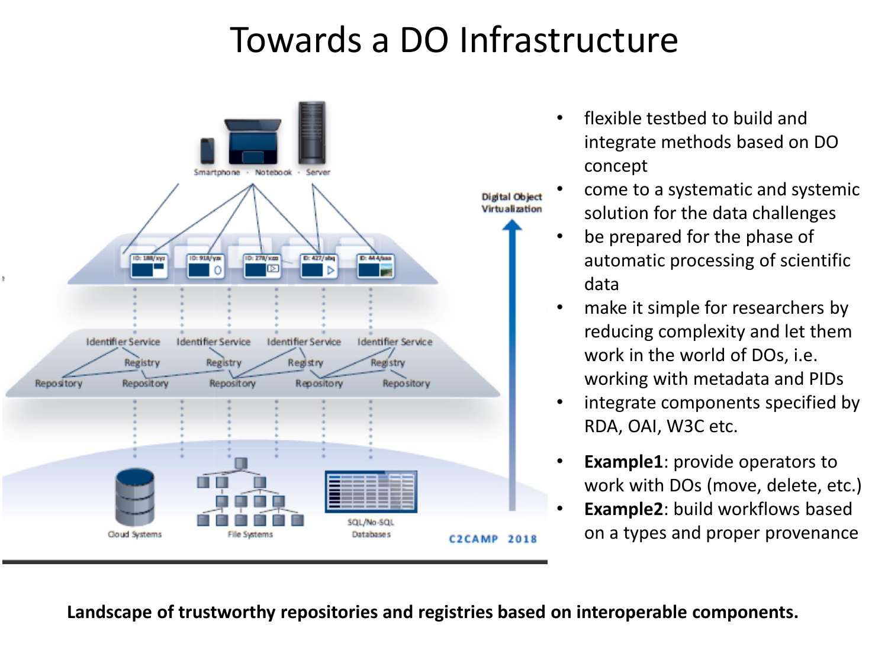# Towards a DO Infrastructure

- flexible testbed to build and integrate methods based on DO concept
- come to a systematic and systemic solution for the data challenges
- be prepared for the phase of automatic processing of scientific data
- make it simple for researchers by reducing complexity and let them work in the world of DOs, i.e. working with metadata and PIDs
- integrate components specified by RDA, OAI, W3C etc.
- **Example1**: provide operators to work with DOs (move, delete, etc.)
- **Example2**: build workflows based on a types and proper provenance

**Landscape of trustworthy repositories and registries based on interoperable components.**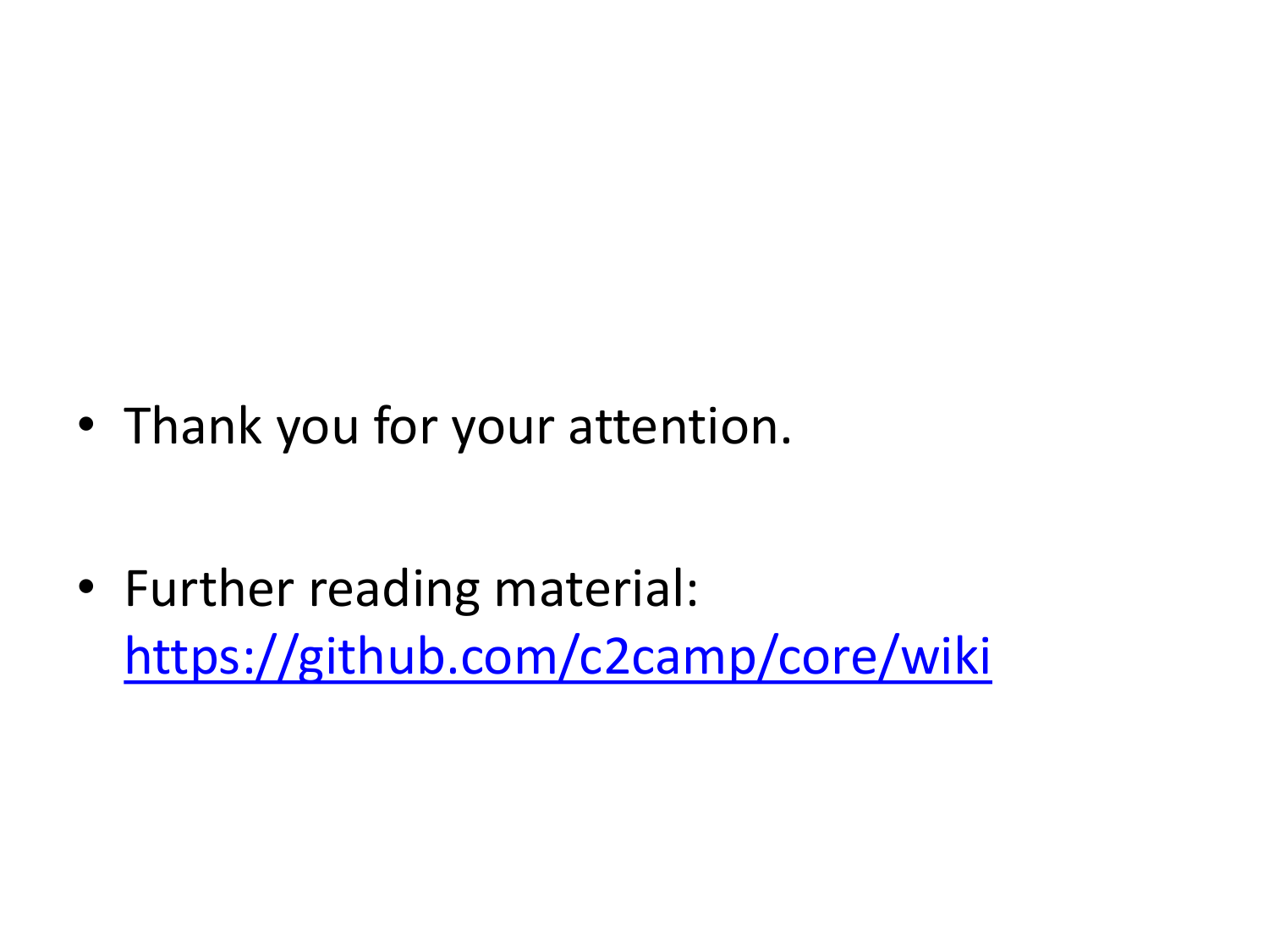- Thank you for your attention.

- Further reading material: https://github.com/c2camp/core/wiki